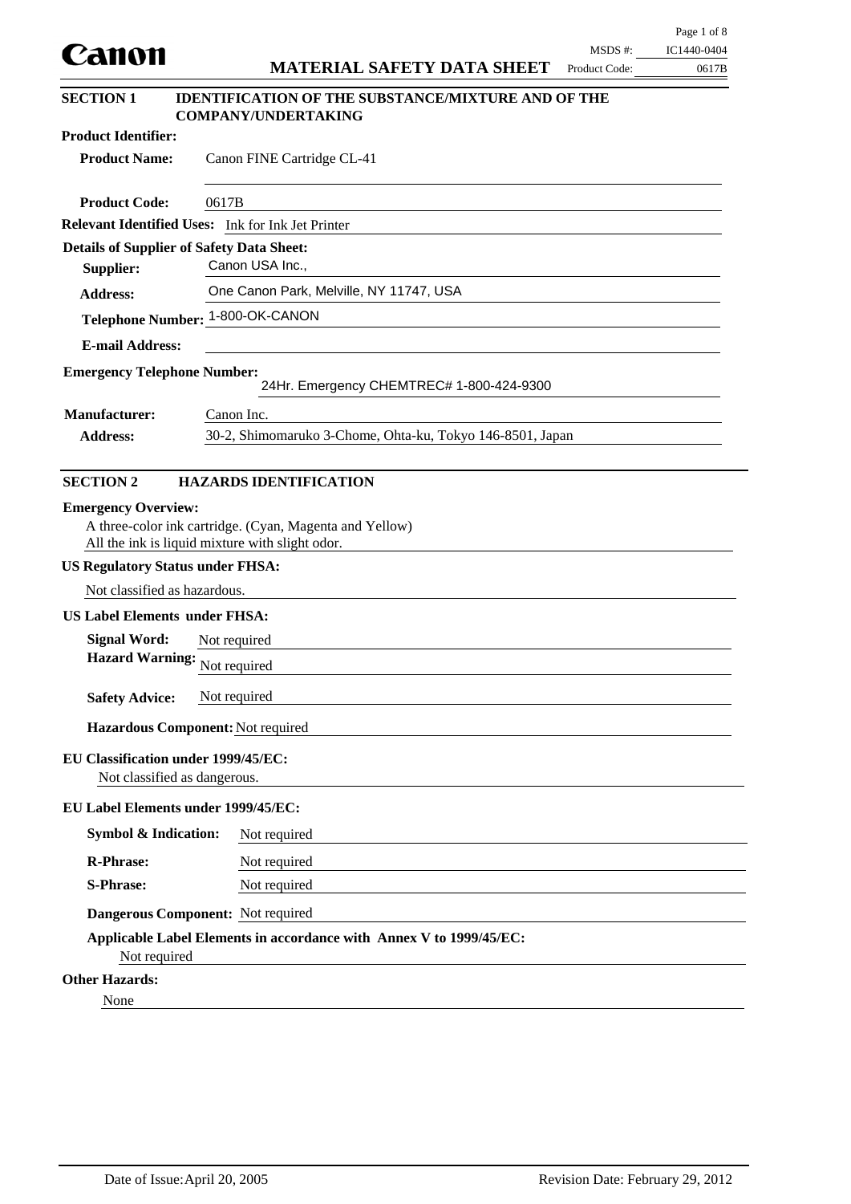**Canon**

# MATERIAL SAFETY DATA SHEET

MSDS #: IC1440-0404
Product Code: 0617B

## SECTION 1 IDENTIFICATION OF THE SUBSTANCE/MIXTURE AND OF THE COMPANY/UNDERTAKING

**Product Identifier:**

**Product Name:** Canon FINE Cartridge CL-41

**Product Code:** 0617B

**Relevant Identified Uses:** Ink for Ink Jet Printer

**Details of Supplier of Safety Data Sheet:**

**Supplier:** Canon USA Inc.,

**Address:** One Canon Park, Melville, NY 11747, USA

**Telephone Number:** 1-800-OK-CANON

**E-mail Address:**

**Emergency Telephone Number:** 24Hr. Emergency CHEMTREC# 1-800-424-9300

**Manufacturer:** Canon Inc.

**Address:** 30-2, Shimomaruko 3-Chome, Ohta-ku, Tokyo 146-8501, Japan

## SECTION 2 HAZARDS IDENTIFICATION

**Emergency Overview:**

A three-color ink cartridge. (Cyan, Magenta and Yellow)
All the ink is liquid mixture with slight odor.

**US Regulatory Status under FHSA:**

Not classified as hazardous.

**US Label Elements under FHSA:**

**Signal Word:** Not required

**Hazard Warning:** Not required

**Safety Advice:** Not required

**Hazardous Component:** Not required

**EU Classification under 1999/45/EC:**

Not classified as dangerous.

**EU Label Elements under 1999/45/EC:**

**Symbol & Indication:** Not required

**R-Phrase:** Not required

**S-Phrase:** Not required

**Dangerous Component:** Not required

**Applicable Label Elements in accordance with Annex V to 1999/45/EC:**

Not required

**Other Hazards:**

None

Date of Issue: April 20, 2005 Revision Date: February 29, 2012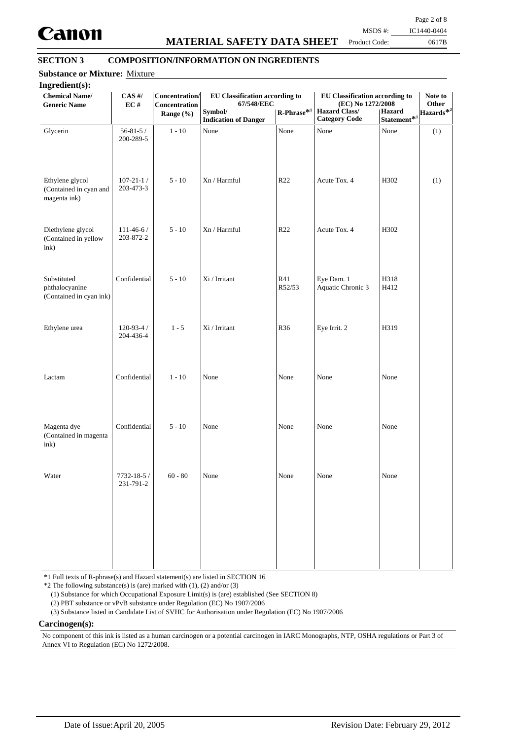## SECTION 3 COMPOSITION/INFORMATION ON INGREDIENTS

**Substance or Mixture:** Mixture

**Ingredient(s):**

| Chemical Name/ Generic Name | CAS #/ EC # | Concentration/ Concentration Range (%) | EU Classification according to 67/548/EEC | | EU Classification according to (EC) No 1272/2008 | | Note to Other Hazards*2 |
|---|---|---|---|---|---|---|---|
| | | | Symbol/ Indication of Danger | R-Phrase*1 | Hazard Class/ Category Code | Hazard Statement*1 | |
| Glycerin | 56-81-5 / 200-289-5 | 1 - 10 | None | None | None | None | (1) |
| Ethylene glycol (Contained in cyan and magenta ink) | 107-21-1 / 203-473-3 | 5 - 10 | Xn / Harmful | R22 | Acute Tox. 4 | H302 | (1) |
| Diethylene glycol (Contained in yellow ink) | 111-46-6 / 203-872-2 | 5 - 10 | Xn / Harmful | R22 | Acute Tox. 4 | H302 | |
| Substituted phthalocyanine (Contained in cyan ink) | Confidential | 5 - 10 | Xi / Irritant | R41 R52/53 | Eye Dam. 1 Aquatic Chronic 3 | H318 H412 | |
| Ethylene urea | 120-93-4 / 204-436-4 | 1 - 5 | Xi / Irritant | R36 | Eye Irrit. 2 | H319 | |
| Lactam | Confidential | 1 - 10 | None | None | None | None | |
| Magenta dye (Contained in magenta ink) | Confidential | 5 - 10 | None | None | None | None | |
| Water | 7732-18-5 / 231-791-2 | 60 - 80 | None | None | None | None | |

*1 Full texts of R-phrase(s) and Hazard statement(s) are listed in SECTION 16

*2 The following substance(s) is (are) marked with (1), (2) and/or (3)

(1) Substance for which Occupational Exposure Limit(s) is (are) established (See SECTION 8)

(2) PBT substance or vPvB substance under Regulation (EC) No 1907/2006

(3) Substance listed in Candidate List of SVHC for Authorisation under Regulation (EC) No 1907/2006

**Carcinogen(s):**

No component of this ink is listed as a human carcinogen or a potential carcinogen in IARC Monographs, NTP, OSHA regulations or Part 3 of Annex VI to Regulation (EC) No 1272/2008.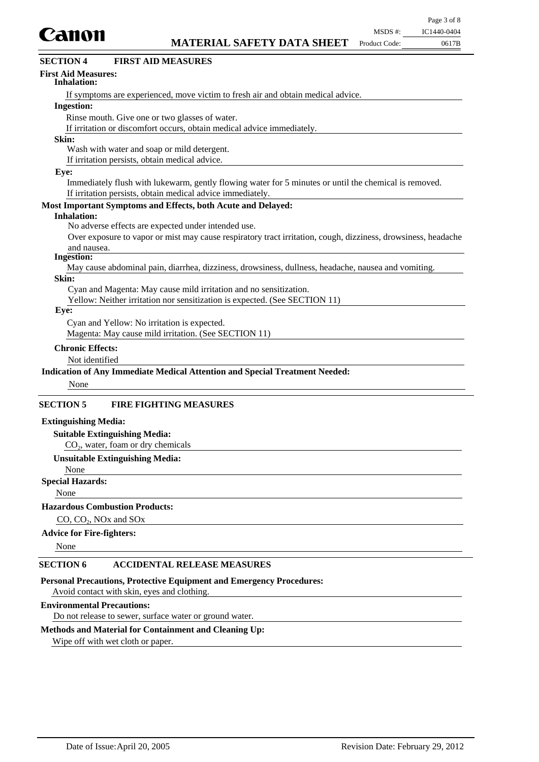## SECTION 4 FIRST AID MEASURES

**First Aid Measures:**

**Inhalation:**

If symptoms are experienced, move victim to fresh air and obtain medical advice.

**Ingestion:**

Rinse mouth. Give one or two glasses of water.
If irritation or discomfort occurs, obtain medical advice immediately.

**Skin:**

Wash with water and soap or mild detergent.
If irritation persists, obtain medical advice.

**Eye:**

Immediately flush with lukewarm, gently flowing water for 5 minutes or until the chemical is removed.
If irritation persists, obtain medical advice immediately.

**Most Important Symptoms and Effects, both Acute and Delayed:**

**Inhalation:**

No adverse effects are expected under intended use.
Over exposure to vapor or mist may cause respiratory tract irritation, cough, dizziness, drowsiness, headache and nausea.

**Ingestion:**

May cause abdominal pain, diarrhea, dizziness, drowsiness, dullness, headache, nausea and vomiting.

**Skin:**

Cyan and Magenta: May cause mild irritation and no sensitization.
Yellow: Neither irritation nor sensitization is expected. (See SECTION 11)

**Eye:**

Cyan and Yellow: No irritation is expected.
Magenta: May cause mild irritation. (See SECTION 11)

**Chronic Effects:**

Not identified

**Indication of Any Immediate Medical Attention and Special Treatment Needed:**

None

## SECTION 5 FIRE FIGHTING MEASURES

**Extinguishing Media:**

**Suitable Extinguishing Media:**

$CO_2$, water, foam or dry chemicals

**Unsuitable Extinguishing Media:**

None

**Special Hazards:**

None

**Hazardous Combustion Products:**

CO, $CO_2$, NOx and SOx

**Advice for Fire-fighters:**

None

## SECTION 6 ACCIDENTAL RELEASE MEASURES

**Personal Precautions, Protective Equipment and Emergency Procedures:**

Avoid contact with skin, eyes and clothing.

**Environmental Precautions:**

Do not release to sewer, surface water or ground water.

**Methods and Material for Containment and Cleaning Up:**

Wipe off with wet cloth or paper.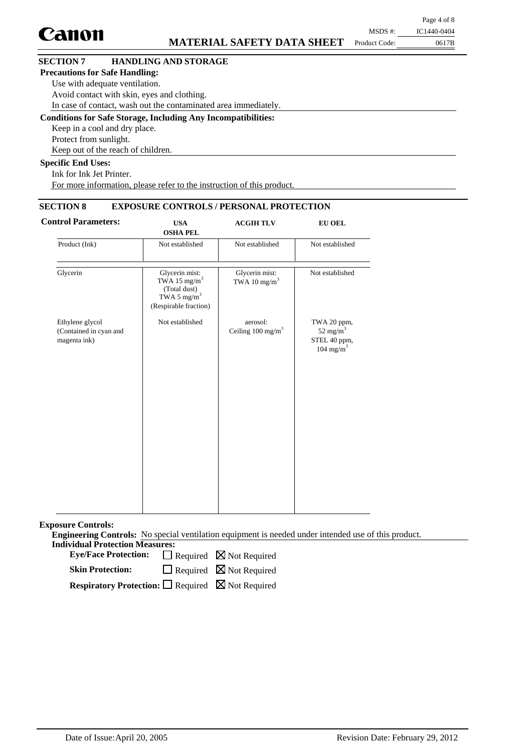## SECTION 7 HANDLING AND STORAGE

**Precautions for Safe Handling:**

Use with adequate ventilation.
Avoid contact with skin, eyes and clothing.
In case of contact, wash out the contaminated area immediately.

**Conditions for Safe Storage, Including Any Incompatibilities:**

Keep in a cool and dry place.
Protect from sunlight.
Keep out of the reach of children.

**Specific End Uses:**

Ink for Ink Jet Printer.
For more information, please refer to the instruction of this product.

## SECTION 8 EXPOSURE CONTROLS / PERSONAL PROTECTION

**Control Parameters:**

| | USA OSHA PEL | ACGIH TLV | EU OEL |
|---|---|---|---|
| Product (Ink) | Not established | Not established | Not established |
| Glycerin | Glycerin mist: TWA 15 mg/m$^3$ (Total dust) TWA 5 mg/m$^3$ (Respirable fraction) | Glycerin mist: TWA 10 mg/m$^3$ | Not established |
| Ethylene glycol (Contained in cyan and magenta ink) | Not established | aerosol: Ceiling 100 mg/m$^3$ | TWA 20 ppm, 52 mg/m$^3$ STEL 40 ppm, 104 mg/m$^3$ |

**Exposure Controls:**

**Engineering Controls:** No special ventilation equipment is needed under intended use of this product.

**Individual Protection Measures:**

**Eye/Face Protection:** ☐ Required ☒ Not Required

**Skin Protection:** ☐ Required ☒ Not Required

**Respiratory Protection:** ☐ Required ☒ Not Required

Date of Issue: April 20, 2005 Revision Date: February 29, 2012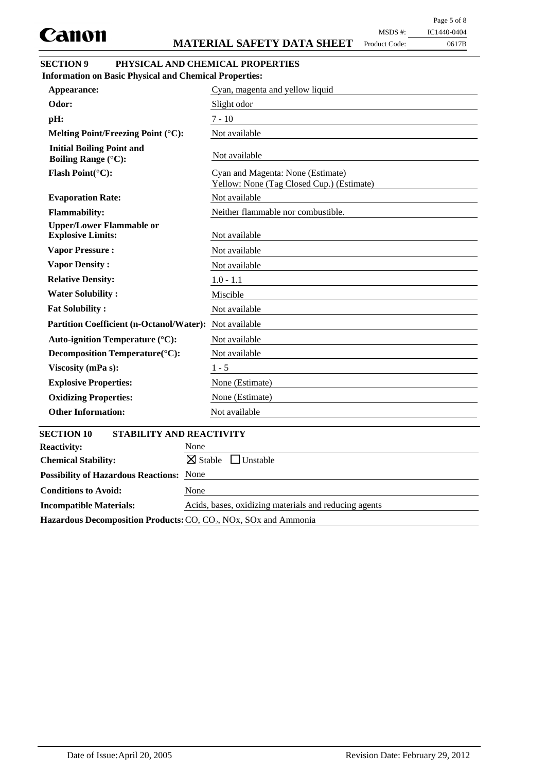## SECTION 9 PHYSICAL AND CHEMICAL PROPERTIES

**Information on Basic Physical and Chemical Properties:**

| Property | Value |
|---|---|
| **Appearance:** | Cyan, magenta and yellow liquid |
| **Odor:** | Slight odor |
| **pH:** | 7 - 10 |
| **Melting Point/Freezing Point (°C):** | Not available |
| **Initial Boiling Point and Boiling Range (°C):** | Not available |
| **Flash Point(°C):** | Cyan and Magenta: None (Estimate)<br>Yellow: None (Tag Closed Cup.) (Estimate) |
| **Evaporation Rate:** | Not available |
| **Flammability:** | Neither flammable nor combustible. |
| **Upper/Lower Flammable or Explosive Limits:** | Not available |
| **Vapor Pressure :** | Not available |
| **Vapor Density :** | Not available |
| **Relative Density:** | 1.0 - 1.1 |
| **Water Solubility :** | Miscible |
| **Fat Solubility :** | Not available |
| **Partition Coefficient (n-Octanol/Water):** | Not available |
| **Auto-ignition Temperature (°C):** | Not available |
| **Decomposition Temperature(°C):** | Not available |
| **Viscosity (mPa s):** | 1 - 5 |
| **Explosive Properties:** | None (Estimate) |
| **Oxidizing Properties:** | None (Estimate) |
| **Other Information:** | Not available |

## SECTION 10 STABILITY AND REACTIVITY

| Property | Value |
|---|---|
| **Reactivity:** | None |
| **Chemical Stability:** | ☒ Stable ☐ Unstable |
| **Possibility of Hazardous Reactions:** | None |
| **Conditions to Avoid:** | None |
| **Incompatible Materials:** | Acids, bases, oxidizing materials and reducing agents |
| **Hazardous Decomposition Products:** | CO, $CO_2$, NOx, SOx and Ammonia |

Date of Issue: April 20, 2005 Revision Date: February 29, 2012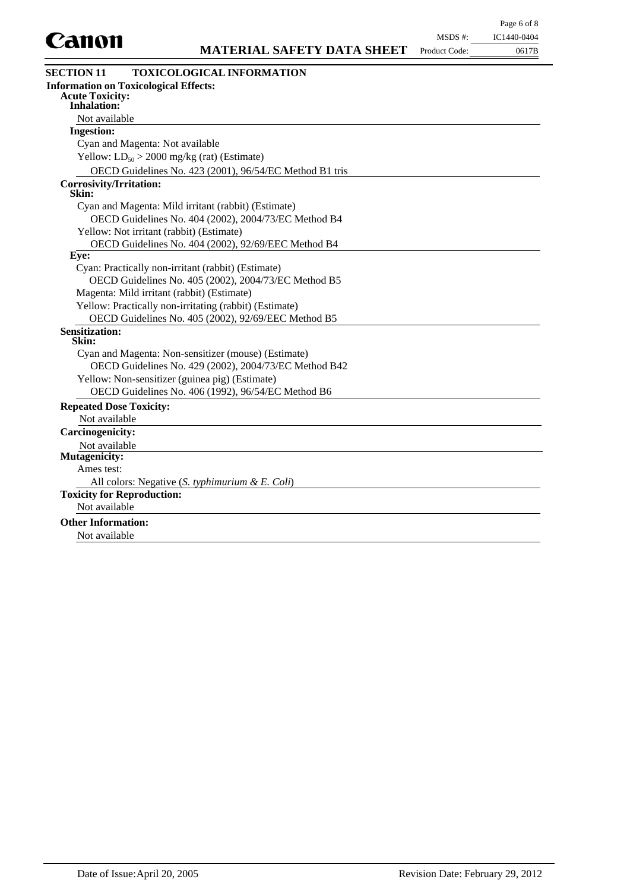## SECTION 11 TOXICOLOGICAL INFORMATION

**Information on Toxicological Effects:**

**Acute Toxicity:**

**Inhalation:**

Not available

**Ingestion:**

Cyan and Magenta: Not available

Yellow: $LD_{50}$ > 2000 mg/kg (rat) (Estimate)

OECD Guidelines No. 423 (2001), 96/54/EC Method B1 tris

**Corrosivity/Irritation:**

**Skin:**

Cyan and Magenta: Mild irritant (rabbit) (Estimate)

OECD Guidelines No. 404 (2002), 2004/73/EC Method B4

Yellow: Not irritant (rabbit) (Estimate)

OECD Guidelines No. 404 (2002), 92/69/EEC Method B4

**Eye:**

Cyan: Practically non-irritant (rabbit) (Estimate)

OECD Guidelines No. 405 (2002), 2004/73/EC Method B5

Magenta: Mild irritant (rabbit) (Estimate)

Yellow: Practically non-irritating (rabbit) (Estimate)

OECD Guidelines No. 405 (2002), 92/69/EEC Method B5

**Sensitization:**

**Skin:**

Cyan and Magenta: Non-sensitizer (mouse) (Estimate)

OECD Guidelines No. 429 (2002), 2004/73/EC Method B42

Yellow: Non-sensitizer (guinea pig) (Estimate)

OECD Guidelines No. 406 (1992), 96/54/EC Method B6

**Repeated Dose Toxicity:**

Not available

**Carcinogenicity:**

Not available

**Mutagenicity:**

Ames test:

All colors: Negative (*S. typhimurium & E. Coli*)

**Toxicity for Reproduction:**

Not available

**Other Information:**

Not available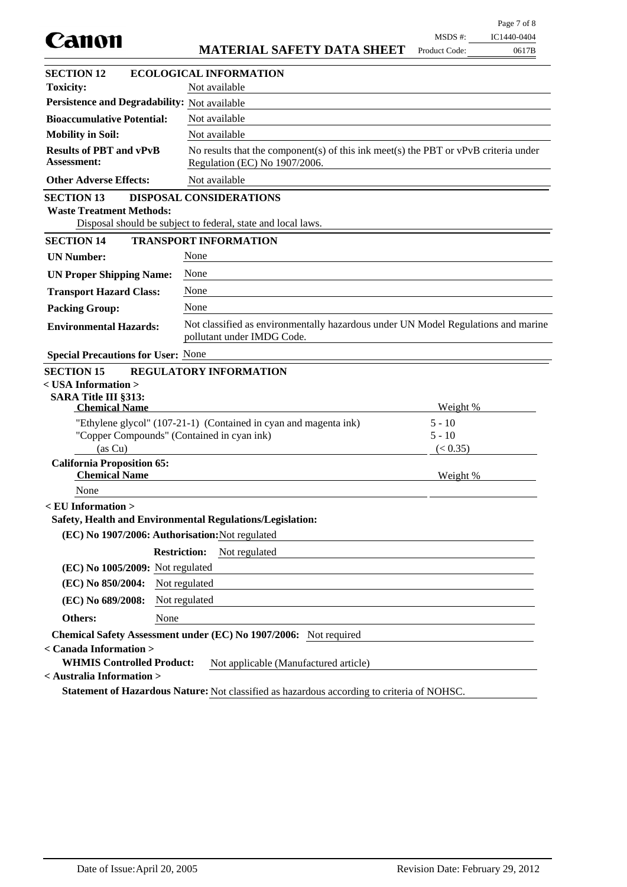## SECTION 12 ECOLOGICAL INFORMATION

| | |
|---|---|
| **Toxicity:** | Not available |
| **Persistence and Degradability:** | Not available |
| **Bioaccumulative Potential:** | Not available |
| **Mobility in Soil:** | Not available |
| **Results of PBT and vPvB Assessment:** | No results that the component(s) of this ink meet(s) the PBT or vPvB criteria under Regulation (EC) No 1907/2006. |
| **Other Adverse Effects:** | Not available |

## SECTION 13 DISPOSAL CONSIDERATIONS

**Waste Treatment Methods:**

Disposal should be subject to federal, state and local laws.

## SECTION 14 TRANSPORT INFORMATION

| | |
|---|---|
| **UN Number:** | None |
| **UN Proper Shipping Name:** | None |
| **Transport Hazard Class:** | None |
| **Packing Group:** | None |
| **Environmental Hazards:** | Not classified as environmentally hazardous under UN Model Regulations and marine pollutant under IMDG Code. |

**Special Precautions for User:** None

## SECTION 15 REGULATORY INFORMATION

**< USA Information >**

**SARA Title III §313:**

| Chemical Name | Weight % |
|---|---|
| "Ethylene glycol" (107-21-1) (Contained in cyan and magenta ink) | 5 - 10 |
| "Copper Compounds" (Contained in cyan ink) | 5 - 10 |
| (as Cu) | (< 0.35) |

**California Proposition 65:**

| Chemical Name | Weight % |
|---|---|
| None | |

**< EU Information >**

**Safety, Health and Environmental Regulations/Legislation:**

**(EC) No 1907/2006: Authorisation:** Not regulated

**Restriction:** Not regulated

**(EC) No 1005/2009:** Not regulated

**(EC) No 850/2004:** Not regulated

**(EC) No 689/2008:** Not regulated

**Others:** None

**Chemical Safety Assessment under (EC) No 1907/2006:** Not required

**< Canada Information >**

**WHMIS Controlled Product:** Not applicable (Manufactured article)

**< Australia Information >**

**Statement of Hazardous Nature:** Not classified as hazardous according to criteria of NOHSC.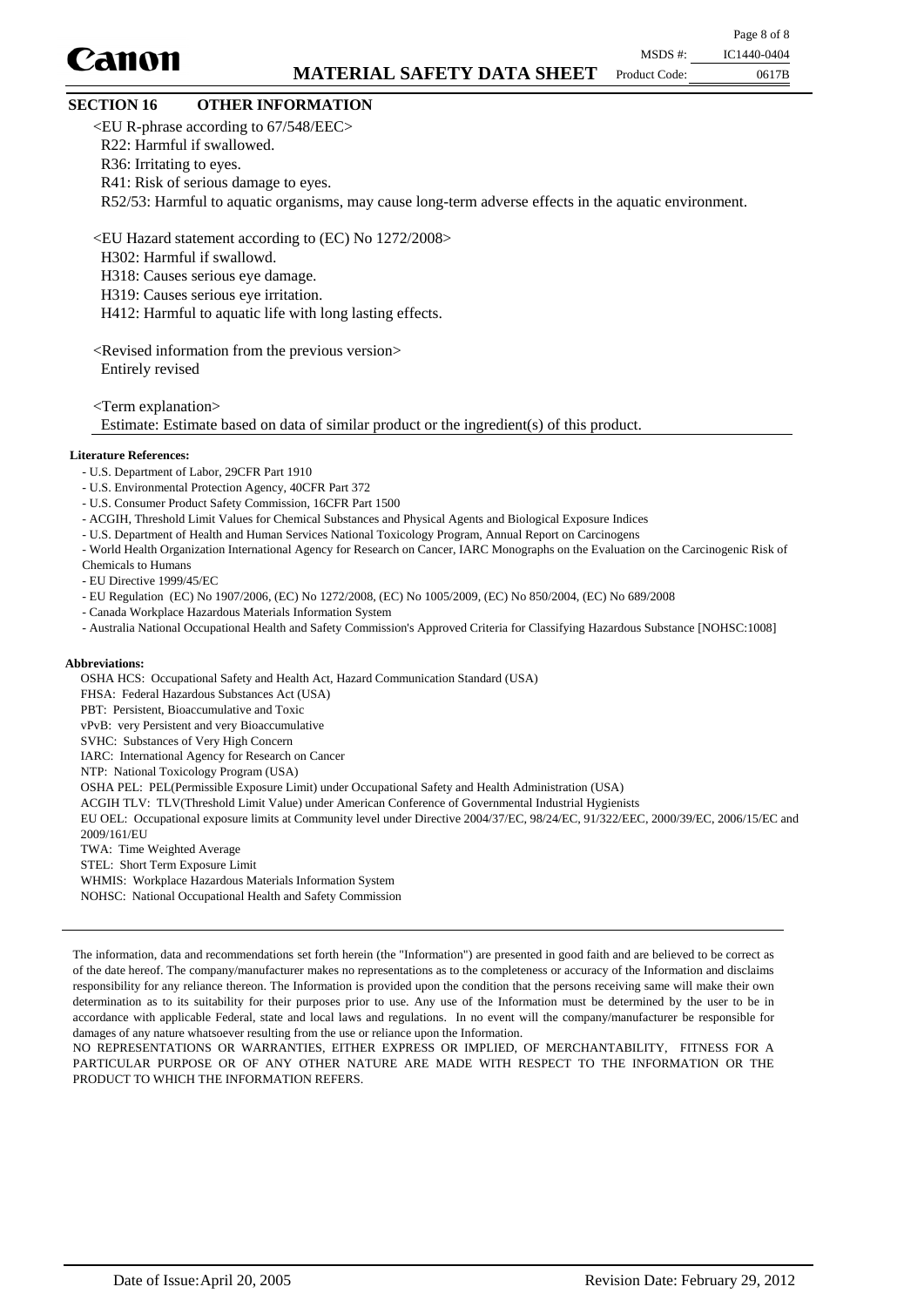## SECTION 16 OTHER INFORMATION

<EU R-phrase according to 67/548/EEC>

R22: Harmful if swallowed.
R36: Irritating to eyes.
R41: Risk of serious damage to eyes.
R52/53: Harmful to aquatic organisms, may cause long-term adverse effects in the aquatic environment.

<EU Hazard statement according to (EC) No 1272/2008>

H302: Harmful if swallowd.
H318: Causes serious eye damage.
H319: Causes serious eye irritation.
H412: Harmful to aquatic life with long lasting effects.

<Revised information from the previous version>

Entirely revised

<Term explanation>

Estimate: Estimate based on data of similar product or the ingredient(s) of this product.

**Literature References:**

- U.S. Department of Labor, 29CFR Part 1910
- U.S. Environmental Protection Agency, 40CFR Part 372
- U.S. Consumer Product Safety Commission, 16CFR Part 1500
- ACGIH, Threshold Limit Values for Chemical Substances and Physical Agents and Biological Exposure Indices
- U.S. Department of Health and Human Services National Toxicology Program, Annual Report on Carcinogens
- World Health Organization International Agency for Research on Cancer, IARC Monographs on the Evaluation on the Carcinogenic Risk of Chemicals to Humans
- EU Directive 1999/45/EC
- EU Regulation (EC) No 1907/2006, (EC) No 1272/2008, (EC) No 1005/2009, (EC) No 850/2004, (EC) No 689/2008
- Canada Workplace Hazardous Materials Information System
- Australia National Occupational Health and Safety Commission's Approved Criteria for Classifying Hazardous Substance [NOHSC:1008]

**Abbreviations:**

OSHA HCS: Occupational Safety and Health Act, Hazard Communication Standard (USA)
FHSA: Federal Hazardous Substances Act (USA)
PBT: Persistent, Bioaccumulative and Toxic
vPvB: very Persistent and very Bioaccumulative
SVHC: Substances of Very High Concern
IARC: International Agency for Research on Cancer
NTP: National Toxicology Program (USA)
OSHA PEL: PEL(Permissible Exposure Limit) under Occupational Safety and Health Administration (USA)
ACGIH TLV: TLV(Threshold Limit Value) under American Conference of Governmental Industrial Hygienists
EU OEL: Occupational exposure limits at Community level under Directive 2004/37/EC, 98/24/EC, 91/322/EEC, 2000/39/EC, 2006/15/EC and 2009/161/EU
TWA: Time Weighted Average
STEL: Short Term Exposure Limit
WHMIS: Workplace Hazardous Materials Information System
NOHSC: National Occupational Health and Safety Commission

---

The information, data and recommendations set forth herein (the "Information") are presented in good faith and are believed to be correct as of the date hereof. The company/manufacturer makes no representations as to the completeness or accuracy of the Information and disclaims responsibility for any reliance thereon. The Information is provided upon the condition that the persons receiving same will make their own determination as to its suitability for their purposes prior to use. Any use of the Information must be determined by the user to be in accordance with applicable Federal, state and local laws and regulations. In no event will the company/manufacturer be responsible for damages of any nature whatsoever resulting from the use or reliance upon the Information.

NO REPRESENTATIONS OR WARRANTIES, EITHER EXPRESS OR IMPLIED, OF MERCHANTABILITY, FITNESS FOR A PARTICULAR PURPOSE OR OF ANY OTHER NATURE ARE MADE WITH RESPECT TO THE INFORMATION OR THE PRODUCT TO WHICH THE INFORMATION REFERS.